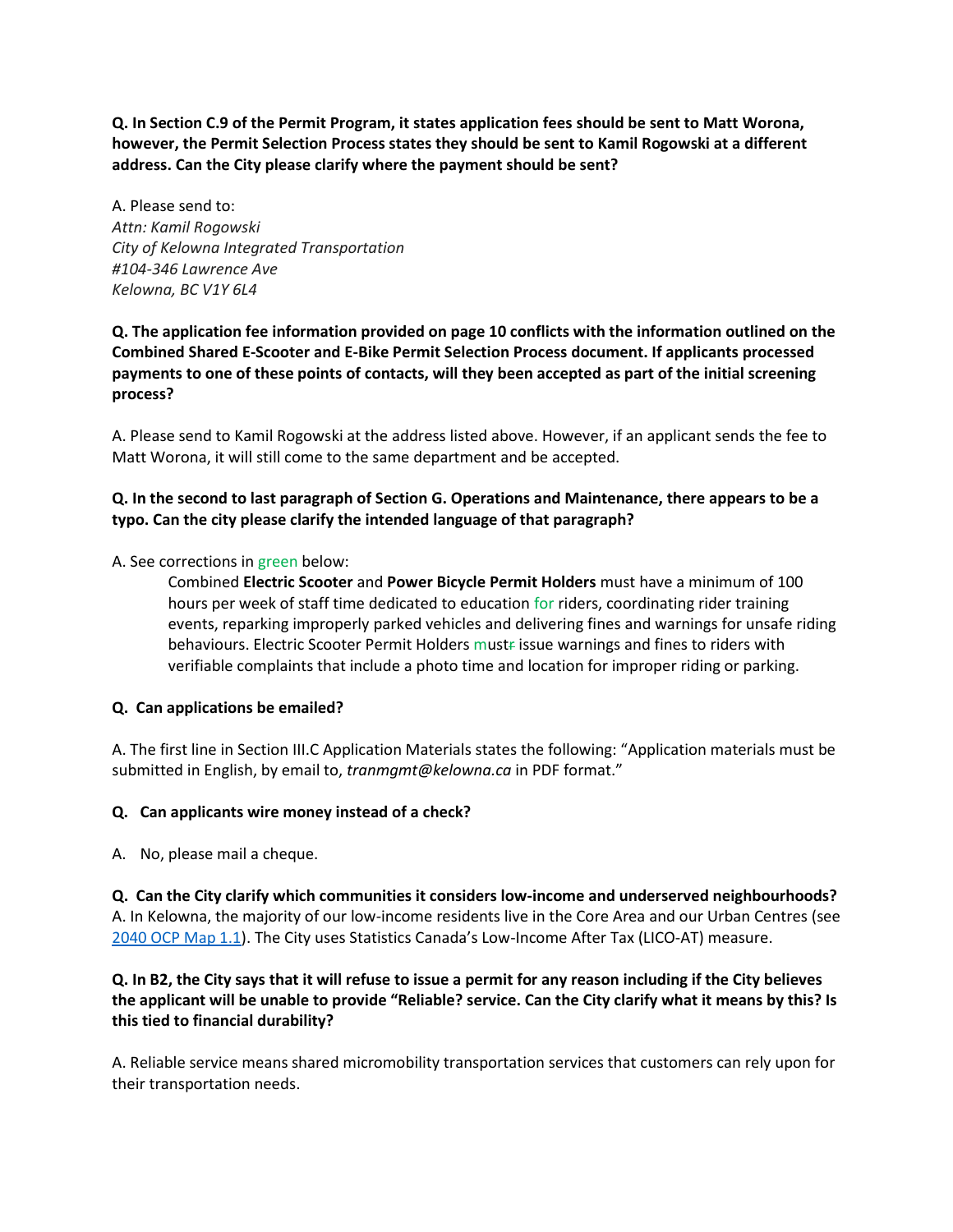**Q. In Section C.9 of the Permit Program, it states application fees should be sent to Matt Worona, however, the Permit Selection Process states they should be sent to Kamil Rogowski at a different address. Can the City please clarify where the payment should be sent?**

A. Please send to:
*Attn: Kamil Rogowski*
*City of Kelowna Integrated Transportation*
*#104-346 Lawrence Ave*
*Kelowna, BC V1Y 6L4*

**Q. The application fee information provided on page 10 conflicts with the information outlined on the Combined Shared E-Scooter and E-Bike Permit Selection Process document. If applicants processed payments to one of these points of contacts, will they been accepted as part of the initial screening process?**

A. Please send to Kamil Rogowski at the address listed above. However, if an applicant sends the fee to Matt Worona, it will still come to the same department and be accepted.

**Q. In the second to last paragraph of Section G. Operations and Maintenance, there appears to be a typo. Can the city please clarify the intended language of that paragraph?**

A. See corrections in green below:

> Combined **Electric Scooter** and **Power Bicycle Permit Holders** must have a minimum of 100 hours per week of staff time dedicated to education for riders, coordinating rider training events, reparking improperly parked vehicles and delivering fines and warnings for unsafe riding behaviours. Electric Scooter Permit Holders must ~~r~~ issue warnings and fines to riders with verifiable complaints that include a photo time and location for improper riding or parking.

**Q. Can applications be emailed?**

A. The first line in Section III.C Application Materials states the following: "Application materials must be submitted in English, by email to, *tranmgmt@kelowna.ca* in PDF format."

**Q. Can applicants wire money instead of a check?**

A. No, please mail a cheque.

**Q. Can the City clarify which communities it considers low-income and underserved neighbourhoods?**
A. In Kelowna, the majority of our low-income residents live in the Core Area and our Urban Centres (see 2040 OCP Map 1.1). The City uses Statistics Canada's Low-Income After Tax (LICO-AT) measure.

**Q. In B2, the City says that it will refuse to issue a permit for any reason including if the City believes the applicant will be unable to provide "Reliable? service. Can the City clarify what it means by this? Is this tied to financial durability?**

A. Reliable service means shared micromobility transportation services that customers can rely upon for their transportation needs.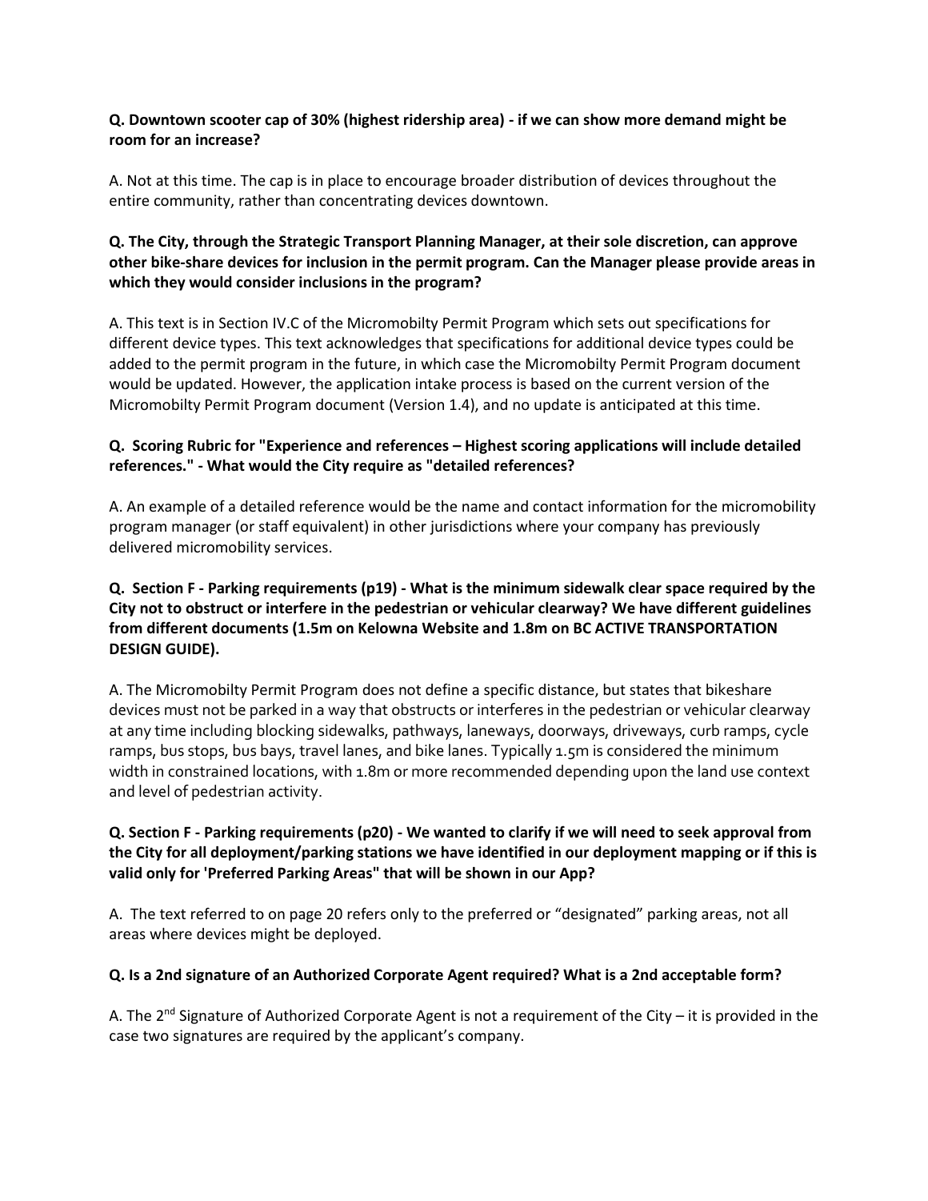**Q. Downtown scooter cap of 30% (highest ridership area) - if we can show more demand might be room for an increase?**

A. Not at this time. The cap is in place to encourage broader distribution of devices throughout the entire community, rather than concentrating devices downtown.

**Q. The City, through the Strategic Transport Planning Manager, at their sole discretion, can approve other bike-share devices for inclusion in the permit program. Can the Manager please provide areas in which they would consider inclusions in the program?**

A. This text is in Section IV.C of the Micromobilty Permit Program which sets out specifications for different device types. This text acknowledges that specifications for additional device types could be added to the permit program in the future, in which case the Micromobilty Permit Program document would be updated. However, the application intake process is based on the current version of the Micromobilty Permit Program document (Version 1.4), and no update is anticipated at this time.

**Q. Scoring Rubric for "Experience and references – Highest scoring applications will include detailed references." - What would the City require as "detailed references?**

A. An example of a detailed reference would be the name and contact information for the micromobility program manager (or staff equivalent) in other jurisdictions where your company has previously delivered micromobility services.

**Q. Section F - Parking requirements (p19) - What is the minimum sidewalk clear space required by the City not to obstruct or interfere in the pedestrian or vehicular clearway? We have different guidelines from different documents (1.5m on Kelowna Website and 1.8m on BC ACTIVE TRANSPORTATION DESIGN GUIDE).**

A. The Micromobilty Permit Program does not define a specific distance, but states that bikeshare devices must not be parked in a way that obstructs or interferes in the pedestrian or vehicular clearway at any time including blocking sidewalks, pathways, laneways, doorways, driveways, curb ramps, cycle ramps, bus stops, bus bays, travel lanes, and bike lanes. Typically 1.5m is considered the minimum width in constrained locations, with 1.8m or more recommended depending upon the land use context and level of pedestrian activity.

**Q. Section F - Parking requirements (p20) - We wanted to clarify if we will need to seek approval from the City for all deployment/parking stations we have identified in our deployment mapping or if this is valid only for 'Preferred Parking Areas" that will be shown in our App?**

A. The text referred to on page 20 refers only to the preferred or "designated" parking areas, not all areas where devices might be deployed.

**Q. Is a 2nd signature of an Authorized Corporate Agent required? What is a 2nd acceptable form?**

A. The 2nd Signature of Authorized Corporate Agent is not a requirement of the City – it is provided in the case two signatures are required by the applicant's company.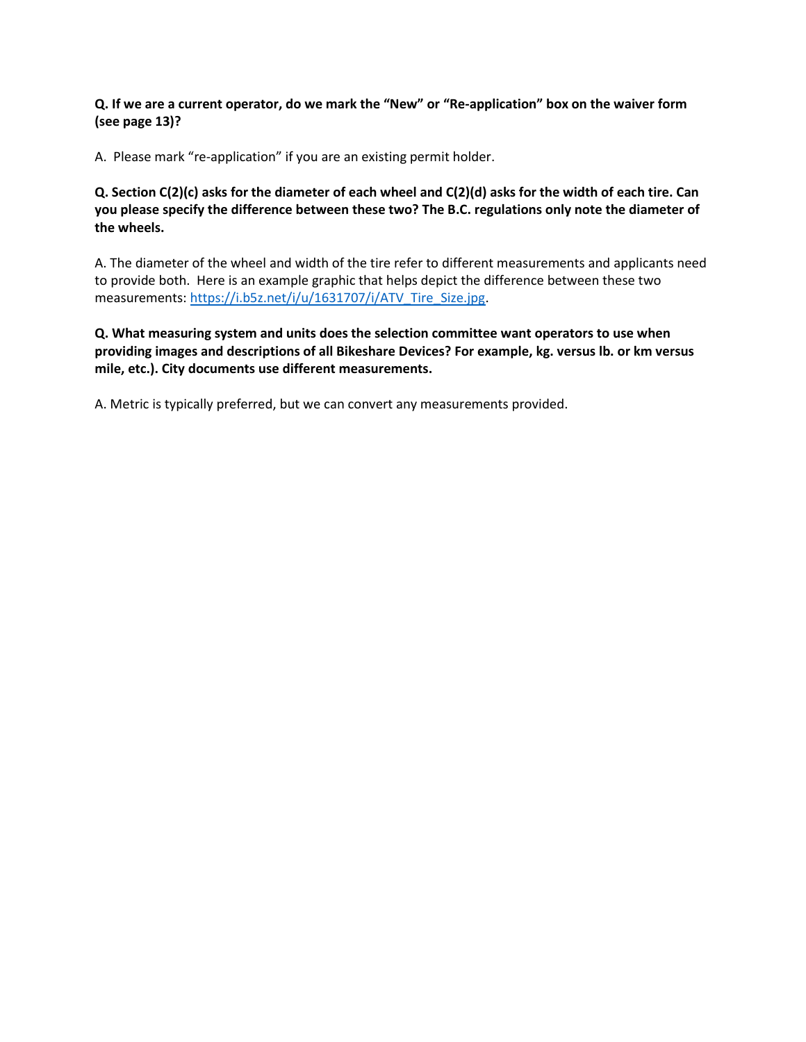**Q. If we are a current operator, do we mark the "New" or "Re-application" box on the waiver form (see page 13)?**

A. Please mark "re-application" if you are an existing permit holder.

**Q. Section C(2)(c) asks for the diameter of each wheel and C(2)(d) asks for the width of each tire. Can you please specify the difference between these two? The B.C. regulations only note the diameter of the wheels.**

A. The diameter of the wheel and width of the tire refer to different measurements and applicants need to provide both. Here is an example graphic that helps depict the difference between these two measurements: [https://i.b5z.net/i/u/1631707/i/ATV_Tire_Size.jpg](https://i.b5z.net/i/u/1631707/i/ATV_Tire_Size.jpg).

**Q. What measuring system and units does the selection committee want operators to use when providing images and descriptions of all Bikeshare Devices? For example, kg. versus lb. or km versus mile, etc.). City documents use different measurements.**

A. Metric is typically preferred, but we can convert any measurements provided.